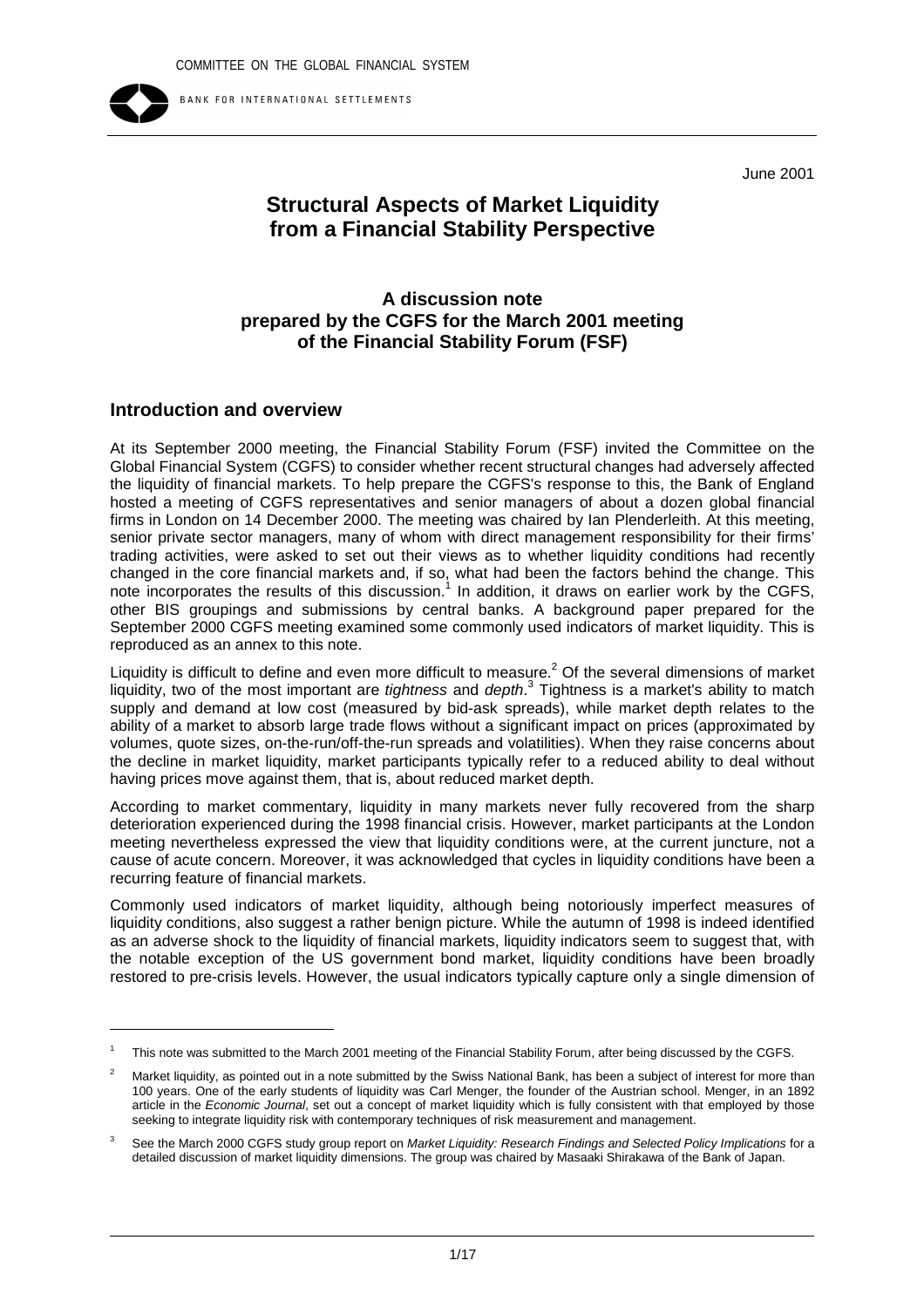COMMITTEE ON THE GLOBAL FINANCIAL SYSTEM

BANK FOR INTERNATIONAL SETTLEMENTS

June 2001

# Structural Aspects of Market Liquidity from a Financial Stability Perspective

### A discussion note prepared by the CGFS for the March 2001 meeting of the Financial Stability Forum (FSF)

## Introduction and overview

At its September 2000 meeting, the Financial Stability Forum (FSF) invited the Committee on the Global Financial System (CGFS) to consider whether recent structural changes had adversely affected the liquidity of financial markets. To help prepare the CGFS's response to this, the Bank of England hosted a meeting of CGFS representatives and senior managers of about a dozen global financial firms in London on 14 December 2000. The meeting was chaired by Ian Plenderleith. At this meeting, senior private sector managers, many of whom with direct management responsibility for their firms' trading activities, were asked to set out their views as to whether liquidity conditions had recently changed in the core financial markets and, if so, what had been the factors behind the change. This note incorporates the results of this discussion.[1] In addition, it draws on earlier work by the CGFS, other BIS groupings and submissions by central banks. A background paper prepared for the September 2000 CGFS meeting examined some commonly used indicators of market liquidity. This is reproduced as an annex to this note.

Liquidity is difficult to define and even more difficult to measure.[2] Of the several dimensions of market liquidity, two of the most important are *tightness* and *depth*.[3] Tightness is a market's ability to match supply and demand at low cost (measured by bid-ask spreads), while market depth relates to the ability of a market to absorb large trade flows without a significant impact on prices (approximated by volumes, quote sizes, on-the-run/off-the-run spreads and volatilities). When they raise concerns about the decline in market liquidity, market participants typically refer to a reduced ability to deal without having prices move against them, that is, about reduced market depth.

According to market commentary, liquidity in many markets never fully recovered from the sharp deterioration experienced during the 1998 financial crisis. However, market participants at the London meeting nevertheless expressed the view that liquidity conditions were, at the current juncture, not a cause of acute concern. Moreover, it was acknowledged that cycles in liquidity conditions have been a recurring feature of financial markets.

Commonly used indicators of market liquidity, although being notoriously imperfect measures of liquidity conditions, also suggest a rather benign picture. While the autumn of 1998 is indeed identified as an adverse shock to the liquidity of financial markets, liquidity indicators seem to suggest that, with the notable exception of the US government bond market, liquidity conditions have been broadly restored to pre-crisis levels. However, the usual indicators typically capture only a single dimension of

---

[1] This note was submitted to the March 2001 meeting of the Financial Stability Forum, after being discussed by the CGFS.

[2] Market liquidity, as pointed out in a note submitted by the Swiss National Bank, has been a subject of interest for more than 100 years. One of the early students of liquidity was Carl Menger, the founder of the Austrian school. Menger, in an 1892 article in the *Economic Journal*, set out a concept of market liquidity which is fully consistent with that employed by those seeking to integrate liquidity risk with contemporary techniques of risk measurement and management.

[3] See the March 2000 CGFS study group report on *Market Liquidity: Research Findings and Selected Policy Implications* for a detailed discussion of market liquidity dimensions. The group was chaired by Masaaki Shirakawa of the Bank of Japan.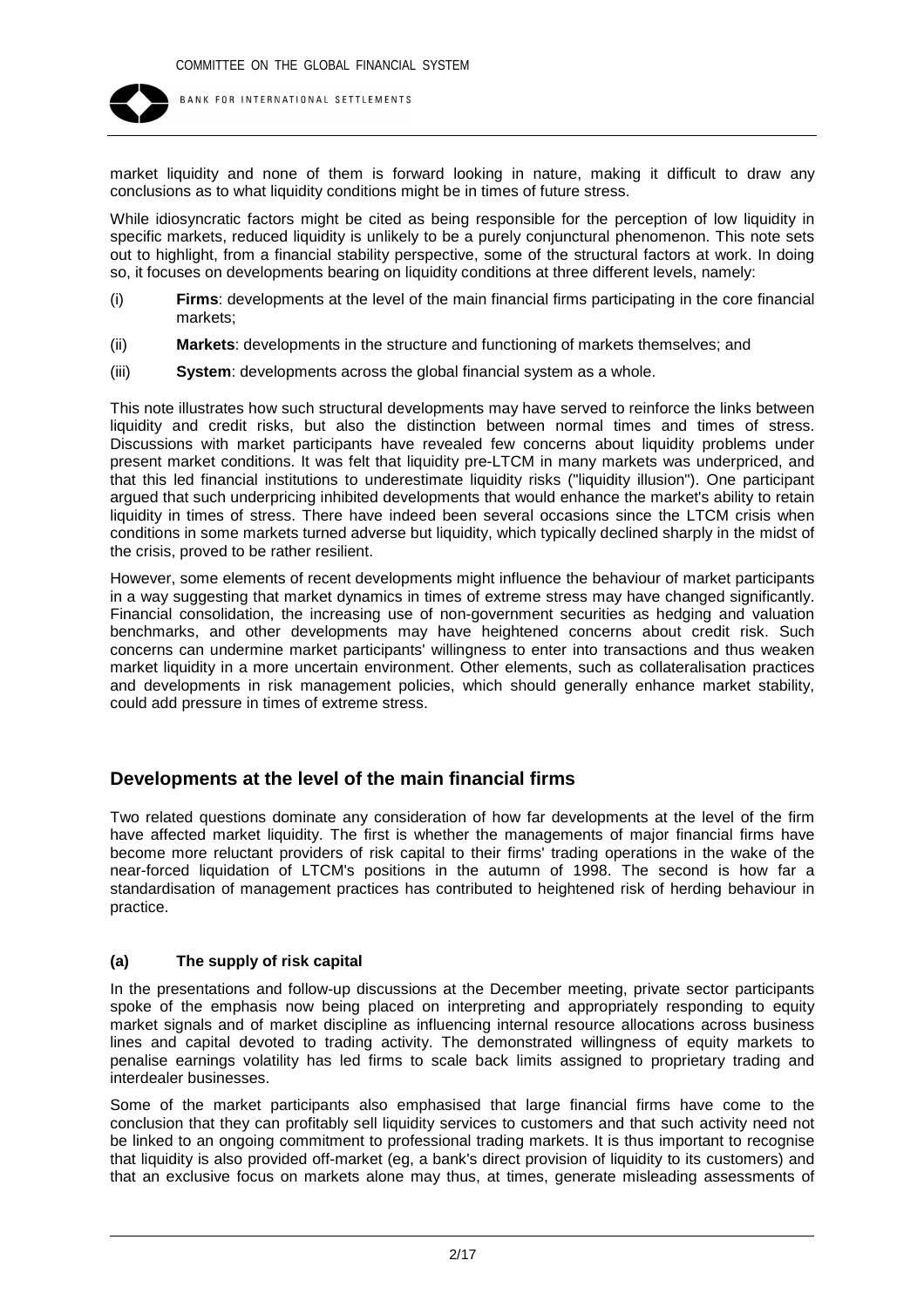market liquidity and none of them is forward looking in nature, making it difficult to draw any conclusions as to what liquidity conditions might be in times of future stress.

While idiosyncratic factors might be cited as being responsible for the perception of low liquidity in specific markets, reduced liquidity is unlikely to be a purely conjunctural phenomenon. This note sets out to highlight, from a financial stability perspective, some of the structural factors at work. In doing so, it focuses on developments bearing on liquidity conditions at three different levels, namely:

(i) **Firms**: developments at the level of the main financial firms participating in the core financial markets;

(ii) **Markets**: developments in the structure and functioning of markets themselves; and

(iii) **System**: developments across the global financial system as a whole.

This note illustrates how such structural developments may have served to reinforce the links between liquidity and credit risks, but also the distinction between normal times and times of stress. Discussions with market participants have revealed few concerns about liquidity problems under present market conditions. It was felt that liquidity pre-LTCM in many markets was underpriced, and that this led financial institutions to underestimate liquidity risks ("liquidity illusion"). One participant argued that such underpricing inhibited developments that would enhance the market's ability to retain liquidity in times of stress. There have indeed been several occasions since the LTCM crisis when conditions in some markets turned adverse but liquidity, which typically declined sharply in the midst of the crisis, proved to be rather resilient.

However, some elements of recent developments might influence the behaviour of market participants in a way suggesting that market dynamics in times of extreme stress may have changed significantly. Financial consolidation, the increasing use of non-government securities as hedging and valuation benchmarks, and other developments may have heightened concerns about credit risk. Such concerns can undermine market participants' willingness to enter into transactions and thus weaken market liquidity in a more uncertain environment. Other elements, such as collateralisation practices and developments in risk management policies, which should generally enhance market stability, could add pressure in times of extreme stress.

## Developments at the level of the main financial firms

Two related questions dominate any consideration of how far developments at the level of the firm have affected market liquidity. The first is whether the managements of major financial firms have become more reluctant providers of risk capital to their firms' trading operations in the wake of the near-forced liquidation of LTCM's positions in the autumn of 1998. The second is how far a standardisation of management practices has contributed to heightened risk of herding behaviour in practice.

### (a) The supply of risk capital

In the presentations and follow-up discussions at the December meeting, private sector participants spoke of the emphasis now being placed on interpreting and appropriately responding to equity market signals and of market discipline as influencing internal resource allocations across business lines and capital devoted to trading activity. The demonstrated willingness of equity markets to penalise earnings volatility has led firms to scale back limits assigned to proprietary trading and interdealer businesses.

Some of the market participants also emphasised that large financial firms have come to the conclusion that they can profitably sell liquidity services to customers and that such activity need not be linked to an ongoing commitment to professional trading markets. It is thus important to recognise that liquidity is also provided off-market (eg, a bank's direct provision of liquidity to its customers) and that an exclusive focus on markets alone may thus, at times, generate misleading assessments of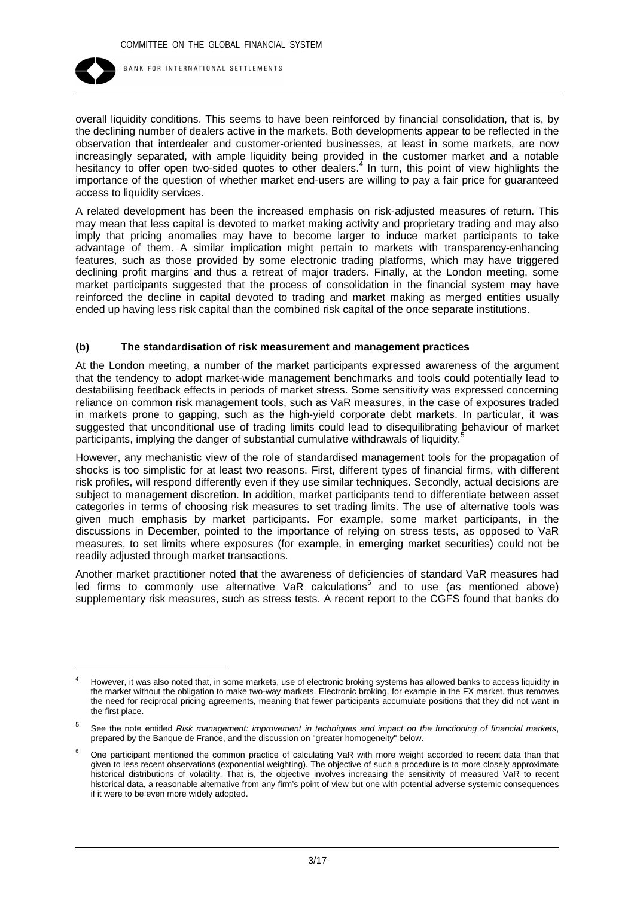overall liquidity conditions. This seems to have been reinforced by financial consolidation, that is, by the declining number of dealers active in the markets. Both developments appear to be reflected in the observation that interdealer and customer-oriented businesses, at least in some markets, are now increasingly separated, with ample liquidity being provided in the customer market and a notable hesitancy to offer open two-sided quotes to other dealers.[4] In turn, this point of view highlights the importance of the question of whether market end-users are willing to pay a fair price for guaranteed access to liquidity services.

A related development has been the increased emphasis on risk-adjusted measures of return. This may mean that less capital is devoted to market making activity and proprietary trading and may also imply that pricing anomalies may have to become larger to induce market participants to take advantage of them. A similar implication might pertain to markets with transparency-enhancing features, such as those provided by some electronic trading platforms, which may have triggered declining profit margins and thus a retreat of major traders. Finally, at the London meeting, some market participants suggested that the process of consolidation in the financial system may have reinforced the decline in capital devoted to trading and market making as merged entities usually ended up having less risk capital than the combined risk capital of the once separate institutions.

### (b) The standardisation of risk measurement and management practices

At the London meeting, a number of the market participants expressed awareness of the argument that the tendency to adopt market-wide management benchmarks and tools could potentially lead to destabilising feedback effects in periods of market stress. Some sensitivity was expressed concerning reliance on common risk management tools, such as VaR measures, in the case of exposures traded in markets prone to gapping, such as the high-yield corporate debt markets. In particular, it was suggested that unconditional use of trading limits could lead to disequilibrating behaviour of market participants, implying the danger of substantial cumulative withdrawals of liquidity.[5]

However, any mechanistic view of the role of standardised management tools for the propagation of shocks is too simplistic for at least two reasons. First, different types of financial firms, with different risk profiles, will respond differently even if they use similar techniques. Secondly, actual decisions are subject to management discretion. In addition, market participants tend to differentiate between asset categories in terms of choosing risk measures to set trading limits. The use of alternative tools was given much emphasis by market participants. For example, some market participants, in the discussions in December, pointed to the importance of relying on stress tests, as opposed to VaR measures, to set limits where exposures (for example, in emerging market securities) could not be readily adjusted through market transactions.

Another market practitioner noted that the awareness of deficiencies of standard VaR measures had led firms to commonly use alternative VaR calculations[6] and to use (as mentioned above) supplementary risk measures, such as stress tests. A recent report to the CGFS found that banks do

---

[4] However, it was also noted that, in some markets, use of electronic broking systems has allowed banks to access liquidity in the market without the obligation to make two-way markets. Electronic broking, for example in the FX market, thus removes the need for reciprocal pricing agreements, meaning that fewer participants accumulate positions that they did not want in the first place.

[5] See the note entitled *Risk management: improvement in techniques and impact on the functioning of financial markets*, prepared by the Banque de France, and the discussion on "greater homogeneity" below.

[6] One participant mentioned the common practice of calculating VaR with more weight accorded to recent data than that given to less recent observations (exponential weighting). The objective of such a procedure is to more closely approximate historical distributions of volatility. That is, the objective involves increasing the sensitivity of measured VaR to recent historical data, a reasonable alternative from any firm's point of view but one with potential adverse systemic consequences if it were to be even more widely adopted.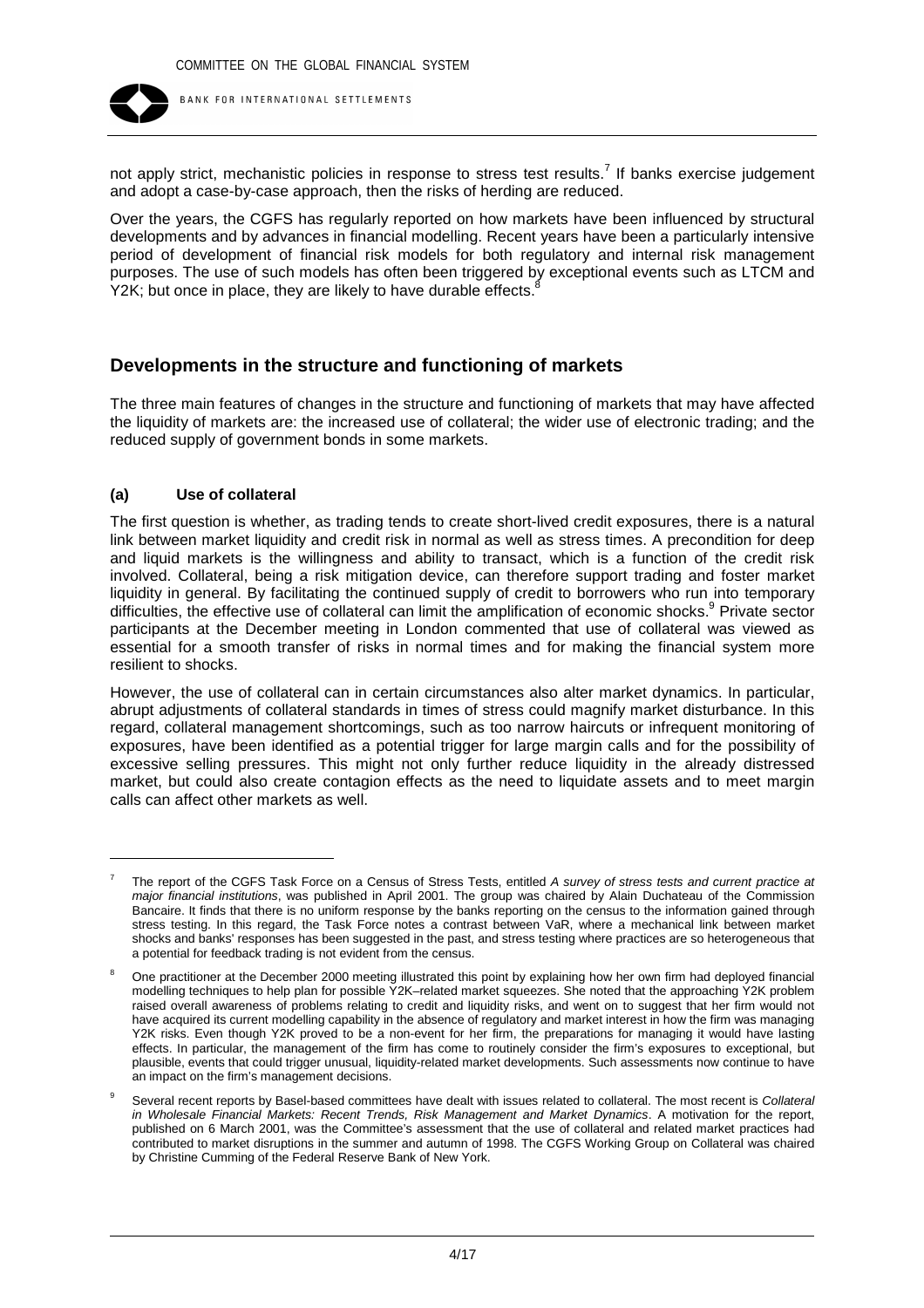not apply strict, mechanistic policies in response to stress test results.[7] If banks exercise judgement and adopt a case-by-case approach, then the risks of herding are reduced.

Over the years, the CGFS has regularly reported on how markets have been influenced by structural developments and by advances in financial modelling. Recent years have been a particularly intensive period of development of financial risk models for both regulatory and internal risk management purposes. The use of such models has often been triggered by exceptional events such as LTCM and Y2K; but once in place, they are likely to have durable effects.[8]

## Developments in the structure and functioning of markets

The three main features of changes in the structure and functioning of markets that may have affected the liquidity of markets are: the increased use of collateral; the wider use of electronic trading; and the reduced supply of government bonds in some markets.

### (a) Use of collateral

The first question is whether, as trading tends to create short-lived credit exposures, there is a natural link between market liquidity and credit risk in normal as well as stress times. A precondition for deep and liquid markets is the willingness and ability to transact, which is a function of the credit risk involved. Collateral, being a risk mitigation device, can therefore support trading and foster market liquidity in general. By facilitating the continued supply of credit to borrowers who run into temporary difficulties, the effective use of collateral can limit the amplification of economic shocks.[9] Private sector participants at the December meeting in London commented that use of collateral was viewed as essential for a smooth transfer of risks in normal times and for making the financial system more resilient to shocks.

However, the use of collateral can in certain circumstances also alter market dynamics. In particular, abrupt adjustments of collateral standards in times of stress could magnify market disturbance. In this regard, collateral management shortcomings, such as too narrow haircuts or infrequent monitoring of exposures, have been identified as a potential trigger for large margin calls and for the possibility of excessive selling pressures. This might not only further reduce liquidity in the already distressed market, but could also create contagion effects as the need to liquidate assets and to meet margin calls can affect other markets as well.

---

[7] The report of the CGFS Task Force on a Census of Stress Tests, entitled *A survey of stress tests and current practice at major financial institutions*, was published in April 2001. The group was chaired by Alain Duchateau of the Commission Bancaire. It finds that there is no uniform response by the banks reporting on the census to the information gained through stress testing. In this regard, the Task Force notes a contrast between VaR, where a mechanical link between market shocks and banks' responses has been suggested in the past, and stress testing where practices are so heterogeneous that a potential for feedback trading is not evident from the census.

[8] One practitioner at the December 2000 meeting illustrated this point by explaining how her own firm had deployed financial modelling techniques to help plan for possible Y2K–related market squeezes. She noted that the approaching Y2K problem raised overall awareness of problems relating to credit and liquidity risks, and went on to suggest that her firm would not have acquired its current modelling capability in the absence of regulatory and market interest in how the firm was managing Y2K risks. Even though Y2K proved to be a non-event for her firm, the preparations for managing it would have lasting effects. In particular, the management of the firm has come to routinely consider the firm's exposures to exceptional, but plausible, events that could trigger unusual, liquidity-related market developments. Such assessments now continue to have an impact on the firm's management decisions.

[9] Several recent reports by Basel-based committees have dealt with issues related to collateral. The most recent is *Collateral in Wholesale Financial Markets: Recent Trends, Risk Management and Market Dynamics*. A motivation for the report, published on 6 March 2001, was the Committee's assessment that the use of collateral and related market practices had contributed to market disruptions in the summer and autumn of 1998. The CGFS Working Group on Collateral was chaired by Christine Cumming of the Federal Reserve Bank of New York.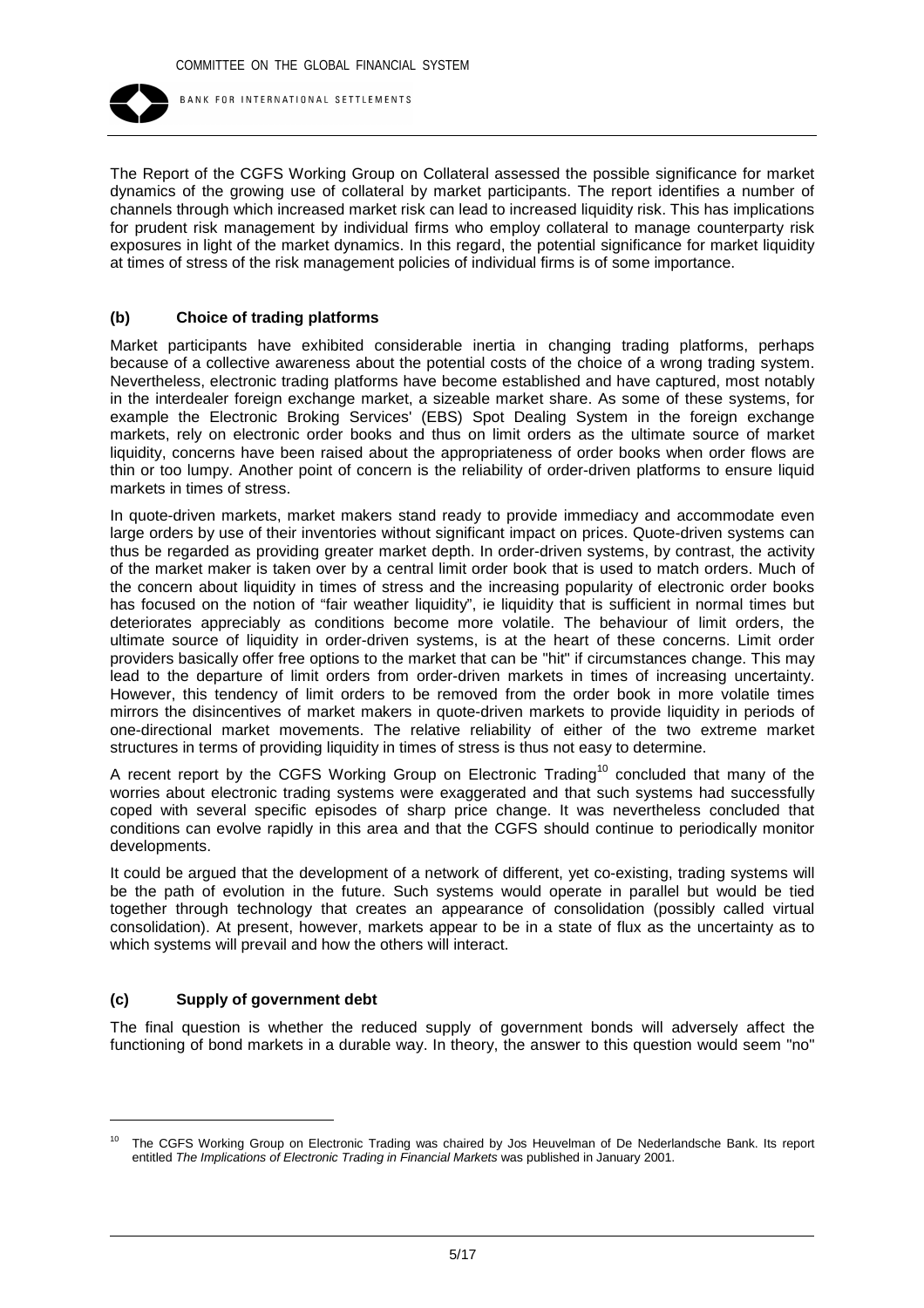The Report of the CGFS Working Group on Collateral assessed the possible significance for market dynamics of the growing use of collateral by market participants. The report identifies a number of channels through which increased market risk can lead to increased liquidity risk. This has implications for prudent risk management by individual firms who employ collateral to manage counterparty risk exposures in light of the market dynamics. In this regard, the potential significance for market liquidity at times of stress of the risk management policies of individual firms is of some importance.

### (b) Choice of trading platforms

Market participants have exhibited considerable inertia in changing trading platforms, perhaps because of a collective awareness about the potential costs of the choice of a wrong trading system. Nevertheless, electronic trading platforms have become established and have captured, most notably in the interdealer foreign exchange market, a sizeable market share. As some of these systems, for example the Electronic Broking Services' (EBS) Spot Dealing System in the foreign exchange markets, rely on electronic order books and thus on limit orders as the ultimate source of market liquidity, concerns have been raised about the appropriateness of order books when order flows are thin or too lumpy. Another point of concern is the reliability of order-driven platforms to ensure liquid markets in times of stress.

In quote-driven markets, market makers stand ready to provide immediacy and accommodate even large orders by use of their inventories without significant impact on prices. Quote-driven systems can thus be regarded as providing greater market depth. In order-driven systems, by contrast, the activity of the market maker is taken over by a central limit order book that is used to match orders. Much of the concern about liquidity in times of stress and the increasing popularity of electronic order books has focused on the notion of "fair weather liquidity", ie liquidity that is sufficient in normal times but deteriorates appreciably as conditions become more volatile. The behaviour of limit orders, the ultimate source of liquidity in order-driven systems, is at the heart of these concerns. Limit order providers basically offer free options to the market that can be "hit" if circumstances change. This may lead to the departure of limit orders from order-driven markets in times of increasing uncertainty. However, this tendency of limit orders to be removed from the order book in more volatile times mirrors the disincentives of market makers in quote-driven markets to provide liquidity in periods of one-directional market movements. The relative reliability of either of the two extreme market structures in terms of providing liquidity in times of stress is thus not easy to determine.

A recent report by the CGFS Working Group on Electronic Trading[10] concluded that many of the worries about electronic trading systems were exaggerated and that such systems had successfully coped with several specific episodes of sharp price change. It was nevertheless concluded that conditions can evolve rapidly in this area and that the CGFS should continue to periodically monitor developments.

It could be argued that the development of a network of different, yet co-existing, trading systems will be the path of evolution in the future. Such systems would operate in parallel but would be tied together through technology that creates an appearance of consolidation (possibly called virtual consolidation). At present, however, markets appear to be in a state of flux as the uncertainty as to which systems will prevail and how the others will interact.

### (c) Supply of government debt

The final question is whether the reduced supply of government bonds will adversely affect the functioning of bond markets in a durable way. In theory, the answer to this question would seem "no"

---

[10] The CGFS Working Group on Electronic Trading was chaired by Jos Heuvelman of De Nederlandsche Bank. Its report entitled *The Implications of Electronic Trading in Financial Markets* was published in January 2001.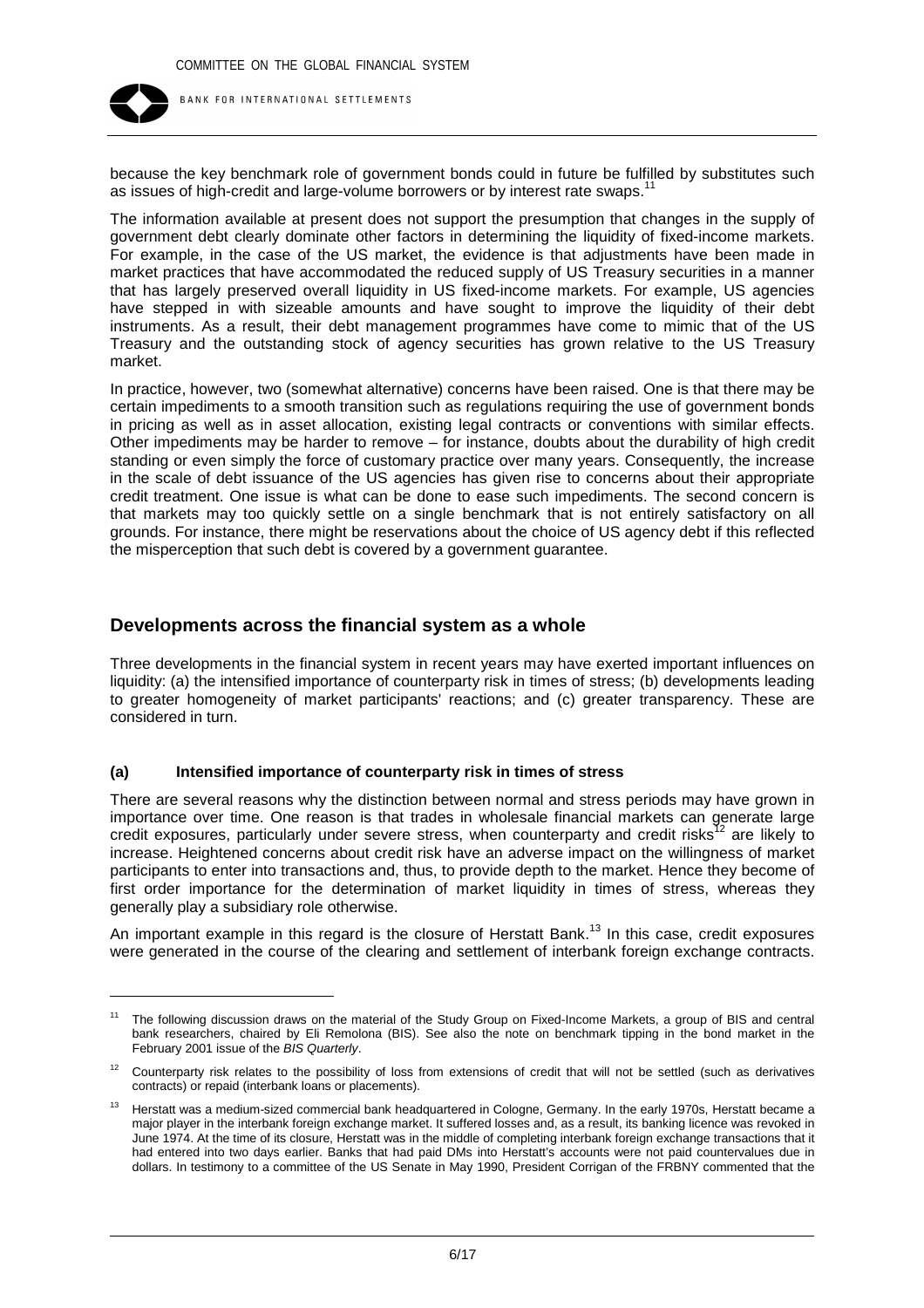because the key benchmark role of government bonds could in future be fulfilled by substitutes such as issues of high-credit and large-volume borrowers or by interest rate swaps.[11]

The information available at present does not support the presumption that changes in the supply of government debt clearly dominate other factors in determining the liquidity of fixed-income markets. For example, in the case of the US market, the evidence is that adjustments have been made in market practices that have accommodated the reduced supply of US Treasury securities in a manner that has largely preserved overall liquidity in US fixed-income markets. For example, US agencies have stepped in with sizeable amounts and have sought to improve the liquidity of their debt instruments. As a result, their debt management programmes have come to mimic that of the US Treasury and the outstanding stock of agency securities has grown relative to the US Treasury market.

In practice, however, two (somewhat alternative) concerns have been raised. One is that there may be certain impediments to a smooth transition such as regulations requiring the use of government bonds in pricing as well as in asset allocation, existing legal contracts or conventions with similar effects. Other impediments may be harder to remove – for instance, doubts about the durability of high credit standing or even simply the force of customary practice over many years. Consequently, the increase in the scale of debt issuance of the US agencies has given rise to concerns about their appropriate credit treatment. One issue is what can be done to ease such impediments. The second concern is that markets may too quickly settle on a single benchmark that is not entirely satisfactory on all grounds. For instance, there might be reservations about the choice of US agency debt if this reflected the misperception that such debt is covered by a government guarantee.

## Developments across the financial system as a whole

Three developments in the financial system in recent years may have exerted important influences on liquidity: (a) the intensified importance of counterparty risk in times of stress; (b) developments leading to greater homogeneity of market participants' reactions; and (c) greater transparency. These are considered in turn.

### (a) Intensified importance of counterparty risk in times of stress

There are several reasons why the distinction between normal and stress periods may have grown in importance over time. One reason is that trades in wholesale financial markets can generate large credit exposures, particularly under severe stress, when counterparty and credit risks[12] are likely to increase. Heightened concerns about credit risk have an adverse impact on the willingness of market participants to enter into transactions and, thus, to provide depth to the market. Hence they become of first order importance for the determination of market liquidity in times of stress, whereas they generally play a subsidiary role otherwise.

An important example in this regard is the closure of Herstatt Bank.[13] In this case, credit exposures were generated in the course of the clearing and settlement of interbank foreign exchange contracts.

---

[11] The following discussion draws on the material of the Study Group on Fixed-Income Markets, a group of BIS and central bank researchers, chaired by Eli Remolona (BIS). See also the note on benchmark tipping in the bond market in the February 2001 issue of the *BIS Quarterly*.

[12] Counterparty risk relates to the possibility of loss from extensions of credit that will not be settled (such as derivatives contracts) or repaid (interbank loans or placements).

[13] Herstatt was a medium-sized commercial bank headquartered in Cologne, Germany. In the early 1970s, Herstatt became a major player in the interbank foreign exchange market. It suffered losses and, as a result, its banking licence was revoked in June 1974. At the time of its closure, Herstatt was in the middle of completing interbank foreign exchange transactions that it had entered into two days earlier. Banks that had paid DMs into Herstatt's accounts were not paid countervalues due in dollars. In testimony to a committee of the US Senate in May 1990, President Corrigan of the FRBNY commented that the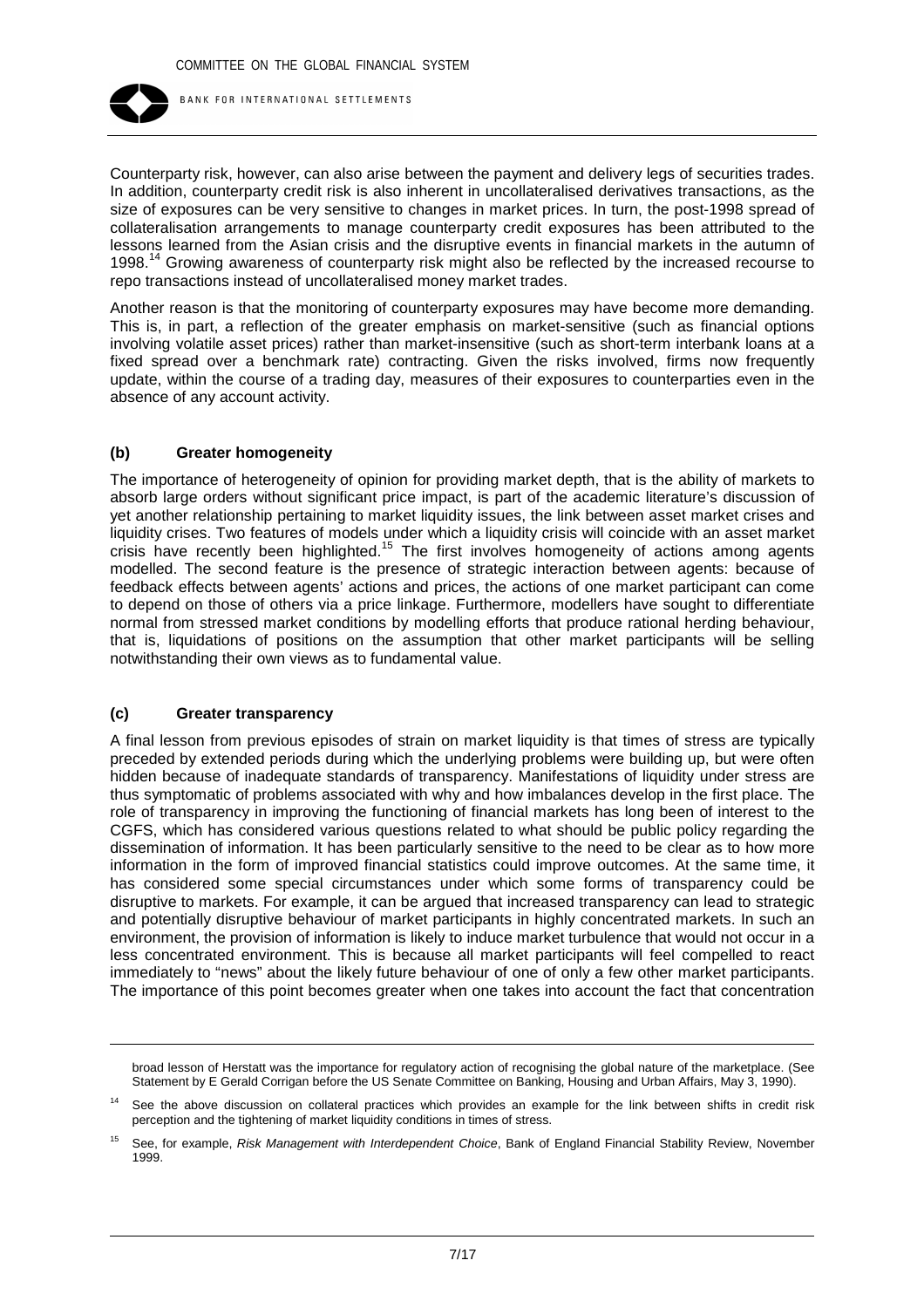Counterparty risk, however, can also arise between the payment and delivery legs of securities trades. In addition, counterparty credit risk is also inherent in uncollateralised derivatives transactions, as the size of exposures can be very sensitive to changes in market prices. In turn, the post-1998 spread of collateralisation arrangements to manage counterparty credit exposures has been attributed to the lessons learned from the Asian crisis and the disruptive events in financial markets in the autumn of 1998.[14] Growing awareness of counterparty risk might also be reflected by the increased recourse to repo transactions instead of uncollateralised money market trades.

Another reason is that the monitoring of counterparty exposures may have become more demanding. This is, in part, a reflection of the greater emphasis on market-sensitive (such as financial options involving volatile asset prices) rather than market-insensitive (such as short-term interbank loans at a fixed spread over a benchmark rate) contracting. Given the risks involved, firms now frequently update, within the course of a trading day, measures of their exposures to counterparties even in the absence of any account activity.

### (b) Greater homogeneity

The importance of heterogeneity of opinion for providing market depth, that is the ability of markets to absorb large orders without significant price impact, is part of the academic literature's discussion of yet another relationship pertaining to market liquidity issues, the link between asset market crises and liquidity crises. Two features of models under which a liquidity crisis will coincide with an asset market crisis have recently been highlighted.[15] The first involves homogeneity of actions among agents modelled. The second feature is the presence of strategic interaction between agents: because of feedback effects between agents' actions and prices, the actions of one market participant can come to depend on those of others via a price linkage. Furthermore, modellers have sought to differentiate normal from stressed market conditions by modelling efforts that produce rational herding behaviour, that is, liquidations of positions on the assumption that other market participants will be selling notwithstanding their own views as to fundamental value.

### (c) Greater transparency

A final lesson from previous episodes of strain on market liquidity is that times of stress are typically preceded by extended periods during which the underlying problems were building up, but were often hidden because of inadequate standards of transparency. Manifestations of liquidity under stress are thus symptomatic of problems associated with why and how imbalances develop in the first place. The role of transparency in improving the functioning of financial markets has long been of interest to the CGFS, which has considered various questions related to what should be public policy regarding the dissemination of information. It has been particularly sensitive to the need to be clear as to how more information in the form of improved financial statistics could improve outcomes. At the same time, it has considered some special circumstances under which some forms of transparency could be disruptive to markets. For example, it can be argued that increased transparency can lead to strategic and potentially disruptive behaviour of market participants in highly concentrated markets. In such an environment, the provision of information is likely to induce market turbulence that would not occur in a less concentrated environment. This is because all market participants will feel compelled to react immediately to "news" about the likely future behaviour of one of only a few other market participants. The importance of this point becomes greater when one takes into account the fact that concentration

---

broad lesson of Herstatt was the importance for regulatory action of recognising the global nature of the marketplace. (See Statement by E Gerald Corrigan before the US Senate Committee on Banking, Housing and Urban Affairs, May 3, 1990).

[14] See the above discussion on collateral practices which provides an example for the link between shifts in credit risk perception and the tightening of market liquidity conditions in times of stress.

[15] See, for example, *Risk Management with Interdependent Choice*, Bank of England Financial Stability Review, November 1999.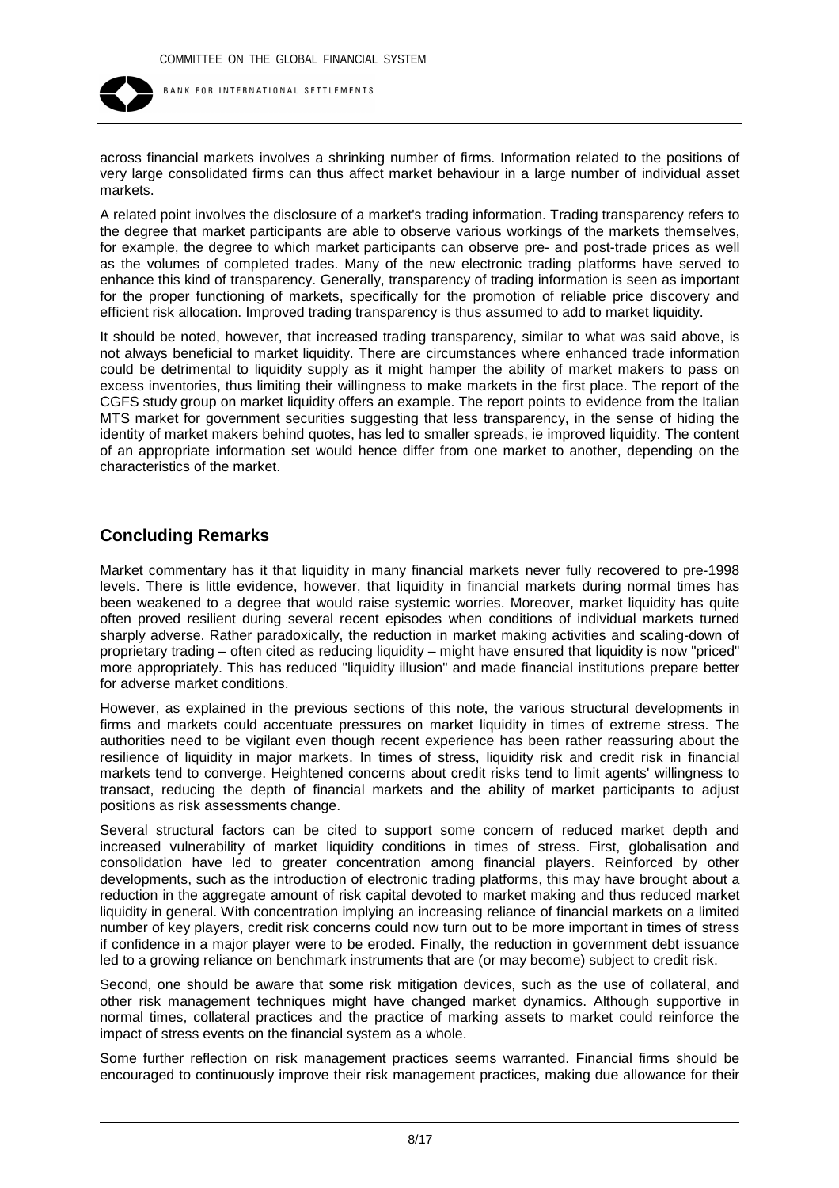across financial markets involves a shrinking number of firms. Information related to the positions of very large consolidated firms can thus affect market behaviour in a large number of individual asset markets.

A related point involves the disclosure of a market's trading information. Trading transparency refers to the degree that market participants are able to observe various workings of the markets themselves, for example, the degree to which market participants can observe pre- and post-trade prices as well as the volumes of completed trades. Many of the new electronic trading platforms have served to enhance this kind of transparency. Generally, transparency of trading information is seen as important for the proper functioning of markets, specifically for the promotion of reliable price discovery and efficient risk allocation. Improved trading transparency is thus assumed to add to market liquidity.

It should be noted, however, that increased trading transparency, similar to what was said above, is not always beneficial to market liquidity. There are circumstances where enhanced trade information could be detrimental to liquidity supply as it might hamper the ability of market makers to pass on excess inventories, thus limiting their willingness to make markets in the first place. The report of the CGFS study group on market liquidity offers an example. The report points to evidence from the Italian MTS market for government securities suggesting that less transparency, in the sense of hiding the identity of market makers behind quotes, has led to smaller spreads, ie improved liquidity. The content of an appropriate information set would hence differ from one market to another, depending on the characteristics of the market.

## Concluding Remarks

Market commentary has it that liquidity in many financial markets never fully recovered to pre-1998 levels. There is little evidence, however, that liquidity in financial markets during normal times has been weakened to a degree that would raise systemic worries. Moreover, market liquidity has quite often proved resilient during several recent episodes when conditions of individual markets turned sharply adverse. Rather paradoxically, the reduction in market making activities and scaling-down of proprietary trading – often cited as reducing liquidity – might have ensured that liquidity is now "priced" more appropriately. This has reduced "liquidity illusion" and made financial institutions prepare better for adverse market conditions.

However, as explained in the previous sections of this note, the various structural developments in firms and markets could accentuate pressures on market liquidity in times of extreme stress. The authorities need to be vigilant even though recent experience has been rather reassuring about the resilience of liquidity in major markets. In times of stress, liquidity risk and credit risk in financial markets tend to converge. Heightened concerns about credit risks tend to limit agents' willingness to transact, reducing the depth of financial markets and the ability of market participants to adjust positions as risk assessments change.

Several structural factors can be cited to support some concern of reduced market depth and increased vulnerability of market liquidity conditions in times of stress. First, globalisation and consolidation have led to greater concentration among financial players. Reinforced by other developments, such as the introduction of electronic trading platforms, this may have brought about a reduction in the aggregate amount of risk capital devoted to market making and thus reduced market liquidity in general. With concentration implying an increasing reliance of financial markets on a limited number of key players, credit risk concerns could now turn out to be more important in times of stress if confidence in a major player were to be eroded. Finally, the reduction in government debt issuance led to a growing reliance on benchmark instruments that are (or may become) subject to credit risk.

Second, one should be aware that some risk mitigation devices, such as the use of collateral, and other risk management techniques might have changed market dynamics. Although supportive in normal times, collateral practices and the practice of marking assets to market could reinforce the impact of stress events on the financial system as a whole.

Some further reflection on risk management practices seems warranted. Financial firms should be encouraged to continuously improve their risk management practices, making due allowance for their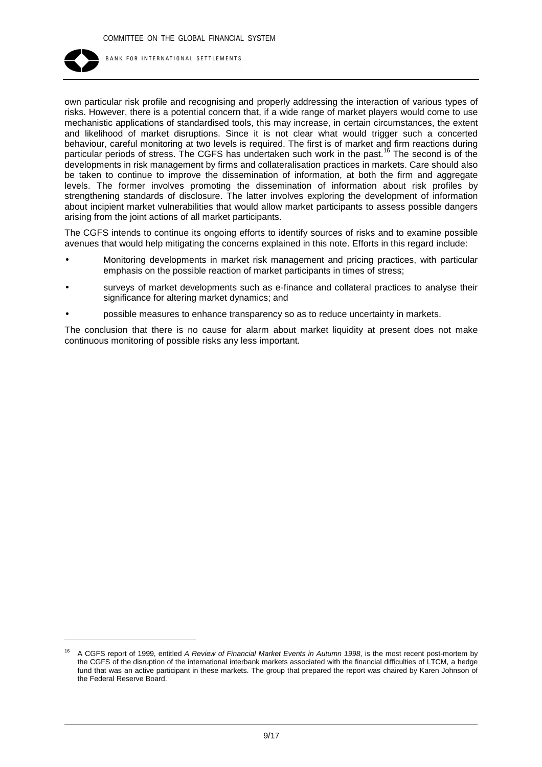own particular risk profile and recognising and properly addressing the interaction of various types of risks. However, there is a potential concern that, if a wide range of market players would come to use mechanistic applications of standardised tools, this may increase, in certain circumstances, the extent and likelihood of market disruptions. Since it is not clear what would trigger such a concerted behaviour, careful monitoring at two levels is required. The first is of market and firm reactions during particular periods of stress. The CGFS has undertaken such work in the past.[16] The second is of the developments in risk management by firms and collateralisation practices in markets. Care should also be taken to continue to improve the dissemination of information, at both the firm and aggregate levels. The former involves promoting the dissemination of information about risk profiles by strengthening standards of disclosure. The latter involves exploring the development of information about incipient market vulnerabilities that would allow market participants to assess possible dangers arising from the joint actions of all market participants.

The CGFS intends to continue its ongoing efforts to identify sources of risks and to examine possible avenues that would help mitigating the concerns explained in this note. Efforts in this regard include:

- Monitoring developments in market risk management and pricing practices, with particular emphasis on the possible reaction of market participants in times of stress;
- surveys of market developments such as e-finance and collateral practices to analyse their significance for altering market dynamics; and
- possible measures to enhance transparency so as to reduce uncertainty in markets.

The conclusion that there is no cause for alarm about market liquidity at present does not make continuous monitoring of possible risks any less important.

---

[16] A CGFS report of 1999, entitled *A Review of Financial Market Events in Autumn 1998*, is the most recent post-mortem by the CGFS of the disruption of the international interbank markets associated with the financial difficulties of LTCM, a hedge fund that was an active participant in these markets. The group that prepared the report was chaired by Karen Johnson of the Federal Reserve Board.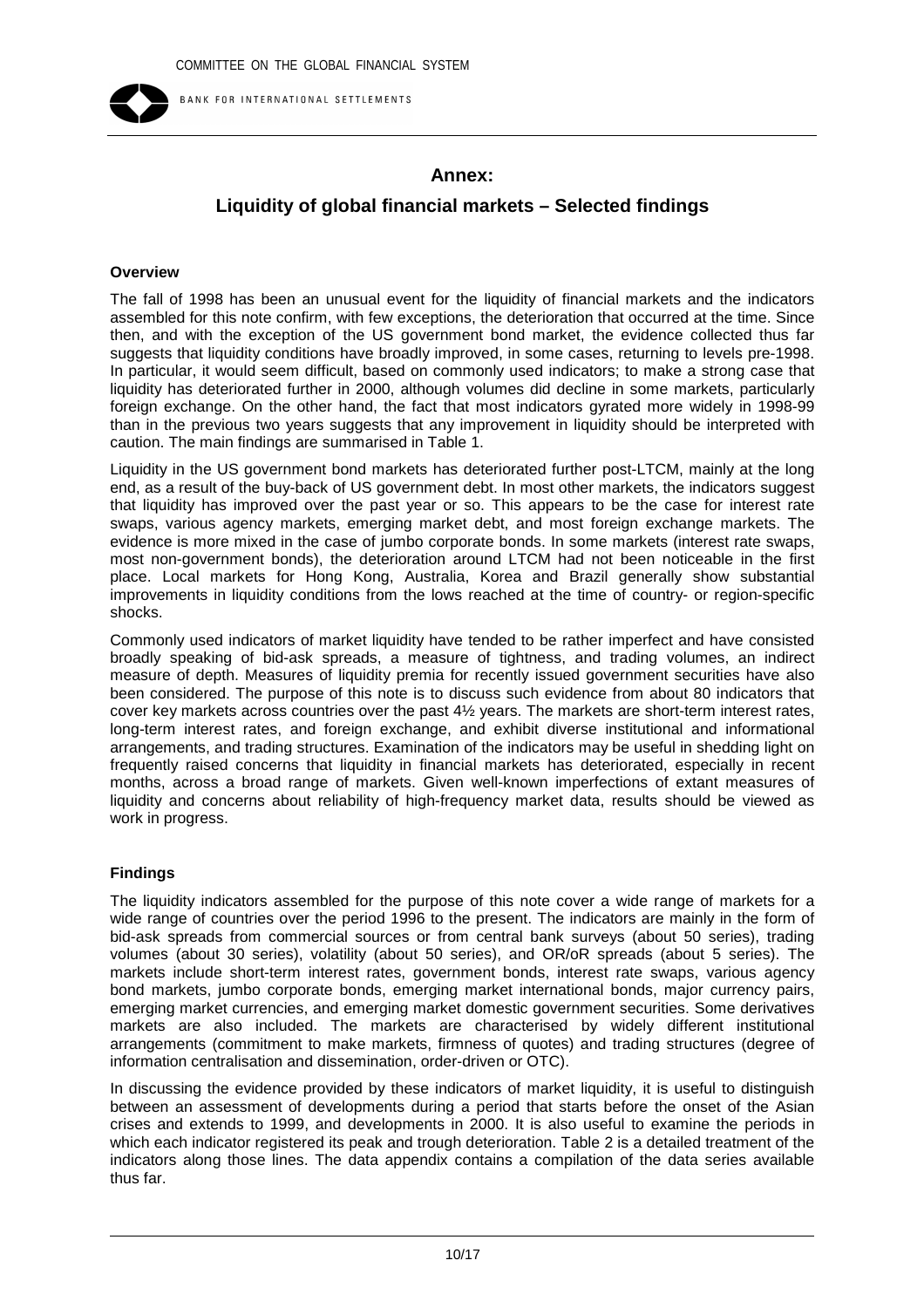# Annex:

# Liquidity of global financial markets – Selected findings

### Overview

The fall of 1998 has been an unusual event for the liquidity of financial markets and the indicators assembled for this note confirm, with few exceptions, the deterioration that occurred at the time. Since then, and with the exception of the US government bond market, the evidence collected thus far suggests that liquidity conditions have broadly improved, in some cases, returning to levels pre-1998. In particular, it would seem difficult, based on commonly used indicators; to make a strong case that liquidity has deteriorated further in 2000, although volumes did decline in some markets, particularly foreign exchange. On the other hand, the fact that most indicators gyrated more widely in 1998-99 than in the previous two years suggests that any improvement in liquidity should be interpreted with caution. The main findings are summarised in Table 1.

Liquidity in the US government bond markets has deteriorated further post-LTCM, mainly at the long end, as a result of the buy-back of US government debt. In most other markets, the indicators suggest that liquidity has improved over the past year or so. This appears to be the case for interest rate swaps, various agency markets, emerging market debt, and most foreign exchange markets. The evidence is more mixed in the case of jumbo corporate bonds. In some markets (interest rate swaps, most non-government bonds), the deterioration around LTCM had not been noticeable in the first place. Local markets for Hong Kong, Australia, Korea and Brazil generally show substantial improvements in liquidity conditions from the lows reached at the time of country- or region-specific shocks.

Commonly used indicators of market liquidity have tended to be rather imperfect and have consisted broadly speaking of bid-ask spreads, a measure of tightness, and trading volumes, an indirect measure of depth. Measures of liquidity premia for recently issued government securities have also been considered. The purpose of this note is to discuss such evidence from about 80 indicators that cover key markets across countries over the past 4½ years. The markets are short-term interest rates, long-term interest rates, and foreign exchange, and exhibit diverse institutional and informational arrangements, and trading structures. Examination of the indicators may be useful in shedding light on frequently raised concerns that liquidity in financial markets has deteriorated, especially in recent months, across a broad range of markets. Given well-known imperfections of extant measures of liquidity and concerns about reliability of high-frequency market data, results should be viewed as work in progress.

### Findings

The liquidity indicators assembled for the purpose of this note cover a wide range of markets for a wide range of countries over the period 1996 to the present. The indicators are mainly in the form of bid-ask spreads from commercial sources or from central bank surveys (about 50 series), trading volumes (about 30 series), volatility (about 50 series), and OR/oR spreads (about 5 series). The markets include short-term interest rates, government bonds, interest rate swaps, various agency bond markets, jumbo corporate bonds, emerging market international bonds, major currency pairs, emerging market currencies, and emerging market domestic government securities. Some derivatives markets are also included. The markets are characterised by widely different institutional arrangements (commitment to make markets, firmness of quotes) and trading structures (degree of information centralisation and dissemination, order-driven or OTC).

In discussing the evidence provided by these indicators of market liquidity, it is useful to distinguish between an assessment of developments during a period that starts before the onset of the Asian crises and extends to 1999, and developments in 2000. It is also useful to examine the periods in which each indicator registered its peak and trough deterioration. Table 2 is a detailed treatment of the indicators along those lines. The data appendix contains a compilation of the data series available thus far.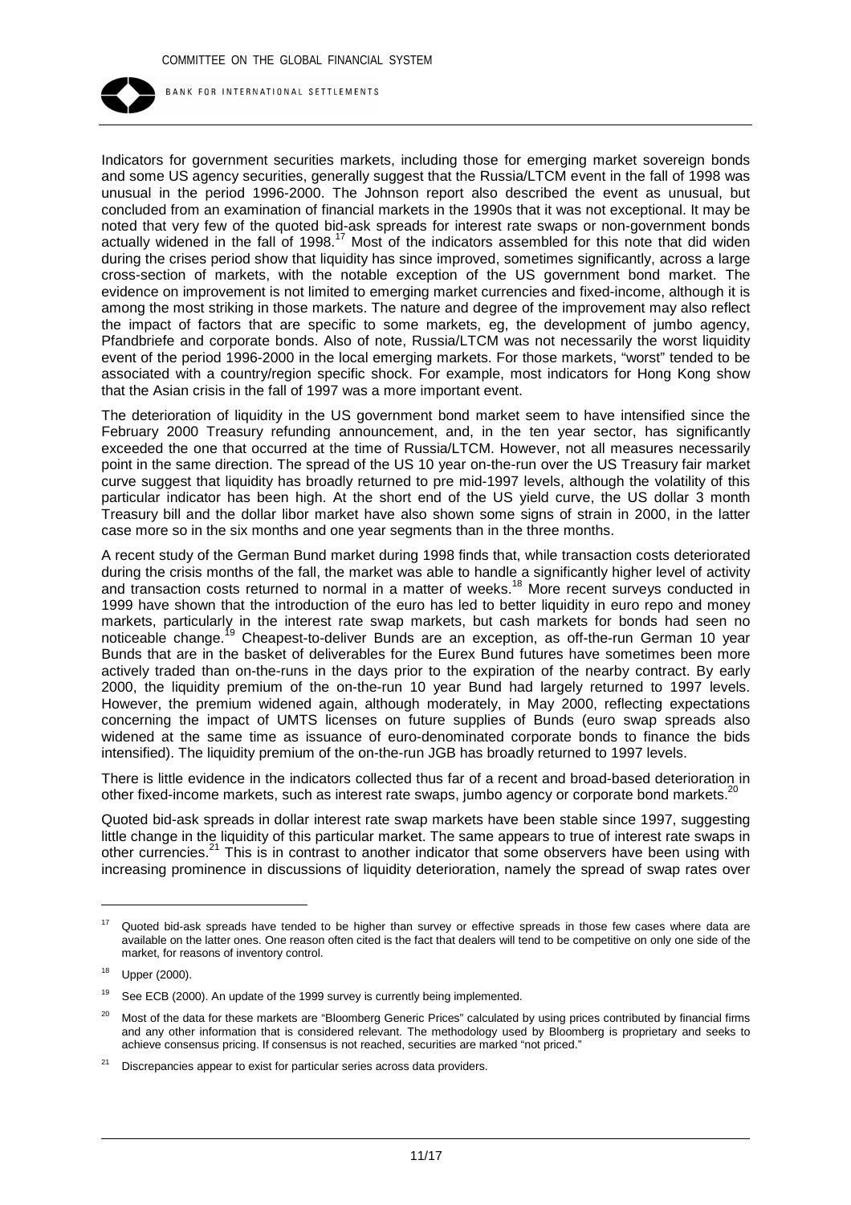Indicators for government securities markets, including those for emerging market sovereign bonds and some US agency securities, generally suggest that the Russia/LTCM event in the fall of 1998 was unusual in the period 1996-2000. The Johnson report also described the event as unusual, but concluded from an examination of financial markets in the 1990s that it was not exceptional. It may be noted that very few of the quoted bid-ask spreads for interest rate swaps or non-government bonds actually widened in the fall of 1998.[17] Most of the indicators assembled for this note that did widen during the crises period show that liquidity has since improved, sometimes significantly, across a large cross-section of markets, with the notable exception of the US government bond market. The evidence on improvement is not limited to emerging market currencies and fixed-income, although it is among the most striking in those markets. The nature and degree of the improvement may also reflect the impact of factors that are specific to some markets, eg, the development of jumbo agency, Pfandbriefe and corporate bonds. Also of note, Russia/LTCM was not necessarily the worst liquidity event of the period 1996-2000 in the local emerging markets. For those markets, "worst" tended to be associated with a country/region specific shock. For example, most indicators for Hong Kong show that the Asian crisis in the fall of 1997 was a more important event.

The deterioration of liquidity in the US government bond market seem to have intensified since the February 2000 Treasury refunding announcement, and, in the ten year sector, has significantly exceeded the one that occurred at the time of Russia/LTCM. However, not all measures necessarily point in the same direction. The spread of the US 10 year on-the-run over the US Treasury fair market curve suggest that liquidity has broadly returned to pre mid-1997 levels, although the volatility of this particular indicator has been high. At the short end of the US yield curve, the US dollar 3 month Treasury bill and the dollar libor market have also shown some signs of strain in 2000, in the latter case more so in the six months and one year segments than in the three months.

A recent study of the German Bund market during 1998 finds that, while transaction costs deteriorated during the crisis months of the fall, the market was able to handle a significantly higher level of activity and transaction costs returned to normal in a matter of weeks.[18] More recent surveys conducted in 1999 have shown that the introduction of the euro has led to better liquidity in euro repo and money markets, particularly in the interest rate swap markets, but cash markets for bonds had seen no noticeable change.[19] Cheapest-to-deliver Bunds are an exception, as off-the-run German 10 year Bunds that are in the basket of deliverables for the Eurex Bund futures have sometimes been more actively traded than on-the-runs in the days prior to the expiration of the nearby contract. By early 2000, the liquidity premium of the on-the-run 10 year Bund had largely returned to 1997 levels. However, the premium widened again, although moderately, in May 2000, reflecting expectations concerning the impact of UMTS licenses on future supplies of Bunds (euro swap spreads also widened at the same time as issuance of euro-denominated corporate bonds to finance the bids intensified). The liquidity premium of the on-the-run JGB has broadly returned to 1997 levels.

There is little evidence in the indicators collected thus far of a recent and broad-based deterioration in other fixed-income markets, such as interest rate swaps, jumbo agency or corporate bond markets.[20]

Quoted bid-ask spreads in dollar interest rate swap markets have been stable since 1997, suggesting little change in the liquidity of this particular market. The same appears to true of interest rate swaps in other currencies.[21] This is in contrast to another indicator that some observers have been using with increasing prominence in discussions of liquidity deterioration, namely the spread of swap rates over

---

[17] Quoted bid-ask spreads have tended to be higher than survey or effective spreads in those few cases where data are available on the latter ones. One reason often cited is the fact that dealers will tend to be competitive on only one side of the market, for reasons of inventory control.

[18] Upper (2000).

[19] See ECB (2000). An update of the 1999 survey is currently being implemented.

[20] Most of the data for these markets are "Bloomberg Generic Prices" calculated by using prices contributed by financial firms and any other information that is considered relevant. The methodology used by Bloomberg is proprietary and seeks to achieve consensus pricing. If consensus is not reached, securities are marked "not priced."

[21] Discrepancies appear to exist for particular series across data providers.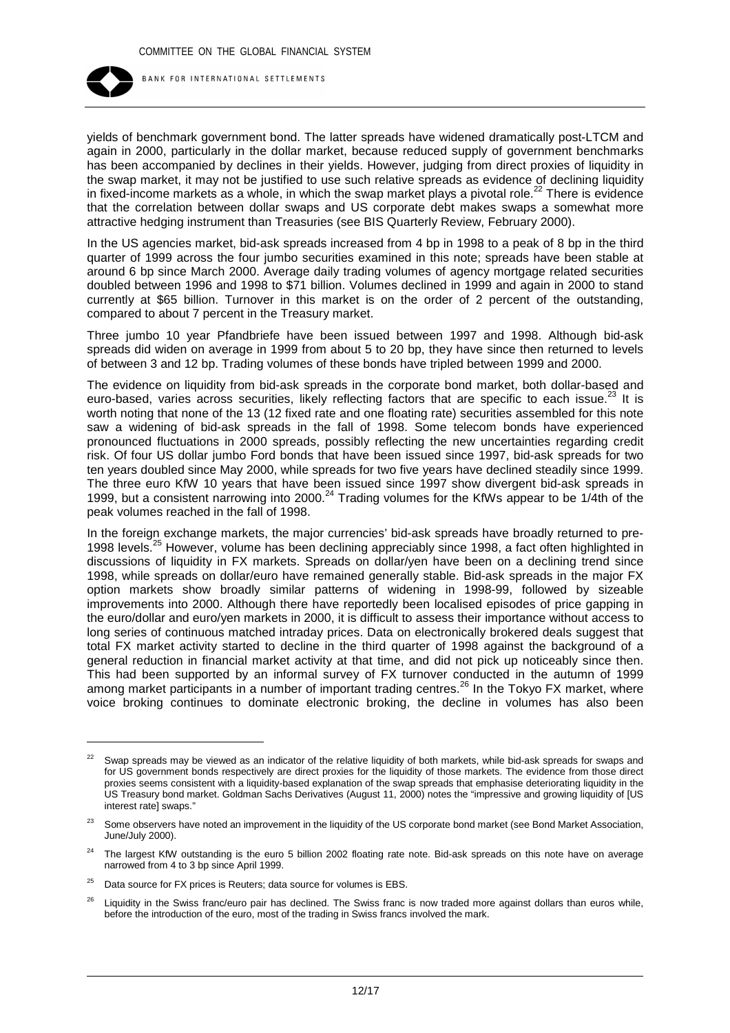yields of benchmark government bond. The latter spreads have widened dramatically post-LTCM and again in 2000, particularly in the dollar market, because reduced supply of government benchmarks has been accompanied by declines in their yields. However, judging from direct proxies of liquidity in the swap market, it may not be justified to use such relative spreads as evidence of declining liquidity in fixed-income markets as a whole, in which the swap market plays a pivotal role.[22] There is evidence that the correlation between dollar swaps and US corporate debt makes swaps a somewhat more attractive hedging instrument than Treasuries (see BIS Quarterly Review, February 2000).

In the US agencies market, bid-ask spreads increased from 4 bp in 1998 to a peak of 8 bp in the third quarter of 1999 across the four jumbo securities examined in this note; spreads have been stable at around 6 bp since March 2000. Average daily trading volumes of agency mortgage related securities doubled between 1996 and 1998 to $71 billion. Volumes declined in 1999 and again in 2000 to stand currently at $65 billion. Turnover in this market is on the order of 2 percent of the outstanding, compared to about 7 percent in the Treasury market.

Three jumbo 10 year Pfandbriefe have been issued between 1997 and 1998. Although bid-ask spreads did widen on average in 1999 from about 5 to 20 bp, they have since then returned to levels of between 3 and 12 bp. Trading volumes of these bonds have tripled between 1999 and 2000.

The evidence on liquidity from bid-ask spreads in the corporate bond market, both dollar-based and euro-based, varies across securities, likely reflecting factors that are specific to each issue.[23] It is worth noting that none of the 13 (12 fixed rate and one floating rate) securities assembled for this note saw a widening of bid-ask spreads in the fall of 1998. Some telecom bonds have experienced pronounced fluctuations in 2000 spreads, possibly reflecting the new uncertainties regarding credit risk. Of four US dollar jumbo Ford bonds that have been issued since 1997, bid-ask spreads for two ten years doubled since May 2000, while spreads for two five years have declined steadily since 1999. The three euro KfW 10 years that have been issued since 1997 show divergent bid-ask spreads in 1999, but a consistent narrowing into 2000.[24] Trading volumes for the KfWs appear to be 1/4th of the peak volumes reached in the fall of 1998.

In the foreign exchange markets, the major currencies' bid-ask spreads have broadly returned to pre-1998 levels.[25] However, volume has been declining appreciably since 1998, a fact often highlighted in discussions of liquidity in FX markets. Spreads on dollar/yen have been on a declining trend since 1998, while spreads on dollar/euro have remained generally stable. Bid-ask spreads in the major FX option markets show broadly similar patterns of widening in 1998-99, followed by sizeable improvements into 2000. Although there have reportedly been localised episodes of price gapping in the euro/dollar and euro/yen markets in 2000, it is difficult to assess their importance without access to long series of continuous matched intraday prices. Data on electronically brokered deals suggest that total FX market activity started to decline in the third quarter of 1998 against the background of a general reduction in financial market activity at that time, and did not pick up noticeably since then. This had been supported by an informal survey of FX turnover conducted in the autumn of 1999 among market participants in a number of important trading centres.[26] In the Tokyo FX market, where voice broking continues to dominate electronic broking, the decline in volumes has also been

---

[22] Swap spreads may be viewed as an indicator of the relative liquidity of both markets, while bid-ask spreads for swaps and for US government bonds respectively are direct proxies for the liquidity of those markets. The evidence from those direct proxies seems consistent with a liquidity-based explanation of the swap spreads that emphasise deteriorating liquidity in the US Treasury bond market. Goldman Sachs Derivatives (August 11, 2000) notes the "impressive and growing liquidity of [US interest rate] swaps."

[23] Some observers have noted an improvement in the liquidity of the US corporate bond market (see Bond Market Association, June/July 2000).

[24] The largest KfW outstanding is the euro 5 billion 2002 floating rate note. Bid-ask spreads on this note have on average narrowed from 4 to 3 bp since April 1999.

[25] Data source for FX prices is Reuters; data source for volumes is EBS.

[26] Liquidity in the Swiss franc/euro pair has declined. The Swiss franc is now traded more against dollars than euros while, before the introduction of the euro, most of the trading in Swiss francs involved the mark.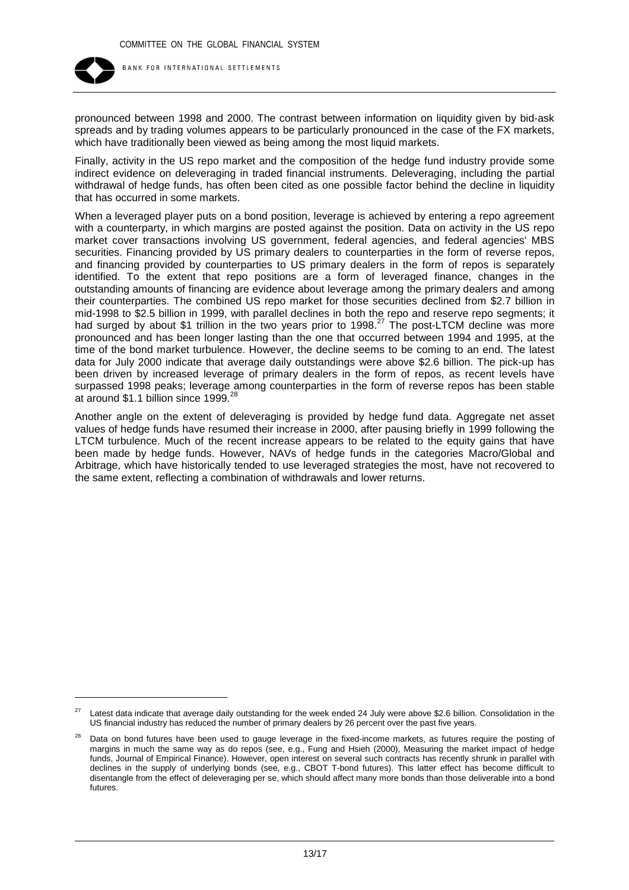pronounced between 1998 and 2000. The contrast between information on liquidity given by bid-ask spreads and by trading volumes appears to be particularly pronounced in the case of the FX markets, which have traditionally been viewed as being among the most liquid markets.

Finally, activity in the US repo market and the composition of the hedge fund industry provide some indirect evidence on deleveraging in traded financial instruments. Deleveraging, including the partial withdrawal of hedge funds, has often been cited as one possible factor behind the decline in liquidity that has occurred in some markets.

When a leveraged player puts on a bond position, leverage is achieved by entering a repo agreement with a counterparty, in which margins are posted against the position. Data on activity in the US repo market cover transactions involving US government, federal agencies, and federal agencies' MBS securities. Financing provided by US primary dealers to counterparties in the form of reverse repos, and financing provided by counterparties to US primary dealers in the form of repos is separately identified. To the extent that repo positions are a form of leveraged finance, changes in the outstanding amounts of financing are evidence about leverage among the primary dealers and among their counterparties. The combined US repo market for those securities declined from \$2.7 billion in mid-1998 to \$2.5 billion in 1999, with parallel declines in both the repo and reserve repo segments; it had surged by about \$1 trillion in the two years prior to 1998.[27] The post-LTCM decline was more pronounced and has been longer lasting than the one that occurred between 1994 and 1995, at the time of the bond market turbulence. However, the decline seems to be coming to an end. The latest data for July 2000 indicate that average daily outstandings were above \$2.6 billion. The pick-up has been driven by increased leverage of primary dealers in the form of repos, as recent levels have surpassed 1998 peaks; leverage among counterparties in the form of reverse repos has been stable at around \$1.1 billion since 1999.[28]

Another angle on the extent of deleveraging is provided by hedge fund data. Aggregate net asset values of hedge funds have resumed their increase in 2000, after pausing briefly in 1999 following the LTCM turbulence. Much of the recent increase appears to be related to the equity gains that have been made by hedge funds. However, NAVs of hedge funds in the categories Macro/Global and Arbitrage, which have historically tended to use leveraged strategies the most, have not recovered to the same extent, reflecting a combination of withdrawals and lower returns.

---

[27] Latest data indicate that average daily outstanding for the week ended 24 July were above \$2.6 billion. Consolidation in the US financial industry has reduced the number of primary dealers by 26 percent over the past five years.

[28] Data on bond futures have been used to gauge leverage in the fixed-income markets, as futures require the posting of margins in much the same way as do repos (see, e.g., Fung and Hsieh (2000), Measuring the market impact of hedge funds, Journal of Empirical Finance). However, open interest on several such contracts has recently shrunk in parallel with declines in the supply of underlying bonds (see, e.g., CBOT T-bond futures). This latter effect has become difficult to disentangle from the effect of deleveraging per se, which should affect many more bonds than those deliverable into a bond futures.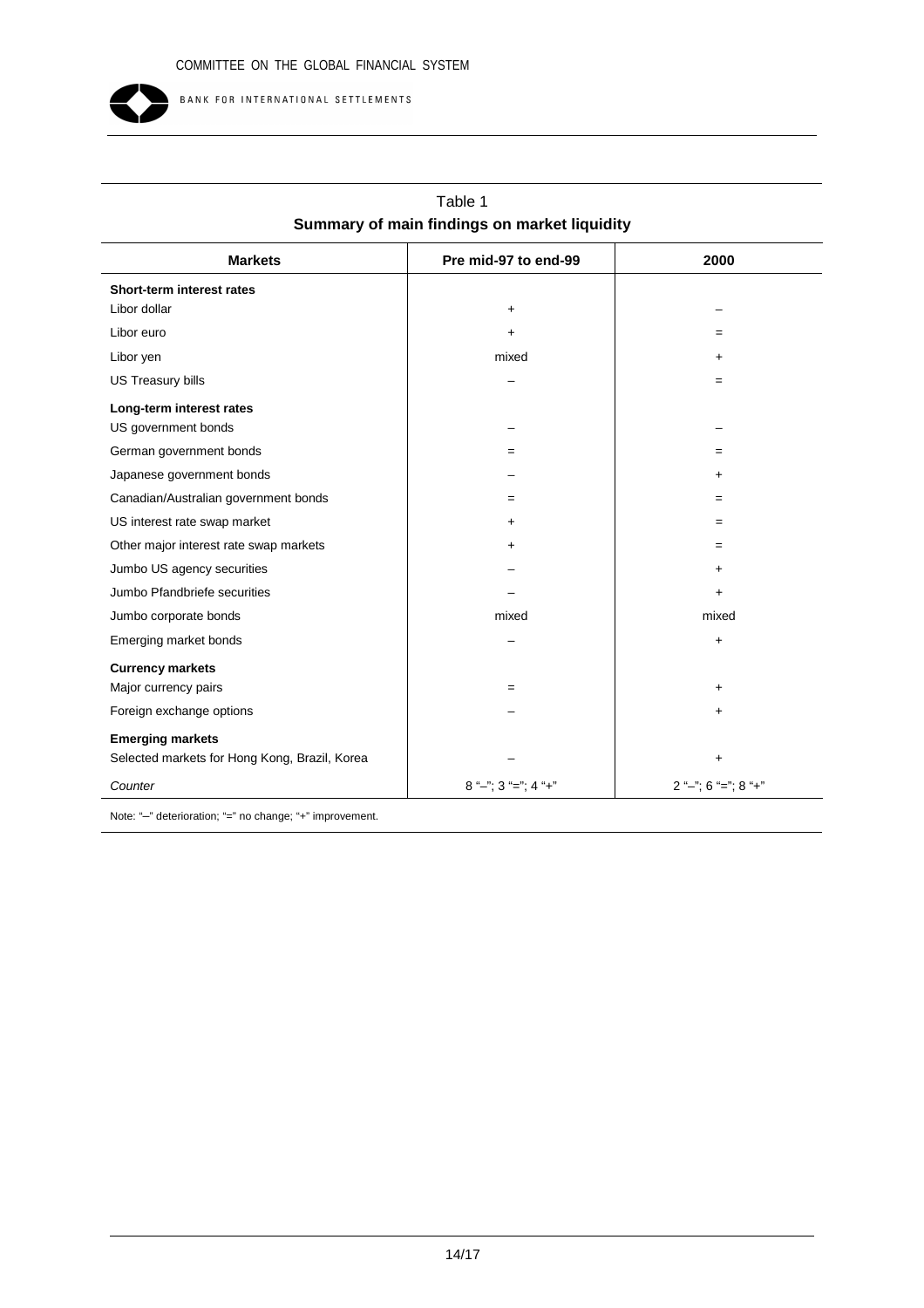Table 1
**Summary of main findings on market liquidity**

| Markets | Pre mid-97 to end-99 | 2000 |
|---|---|---|
| **Short-term interest rates** | | |
| Libor dollar | + | – |
| Libor euro | + | = |
| Libor yen | mixed | + |
| US Treasury bills | – | = |
| **Long-term interest rates** | | |
| US government bonds | – | – |
| German government bonds | = | = |
| Japanese government bonds | – | + |
| Canadian/Australian government bonds | = | = |
| US interest rate swap market | + | = |
| Other major interest rate swap markets | + | = |
| Jumbo US agency securities | – | + |
| Jumbo Pfandbriefe securities | – | + |
| Jumbo corporate bonds | mixed | mixed |
| Emerging market bonds | – | + |
| **Currency markets** | | |
| Major currency pairs | = | + |
| Foreign exchange options | – | + |
| **Emerging markets** | | |
| Selected markets for Hong Kong, Brazil, Korea | – | + |
| *Counter* | 8 "–"; 3 "="; 4 "+" | 2 "–"; 6 "="; 8 "+" |

Note: "–" deterioration; "=" no change; "+" improvement.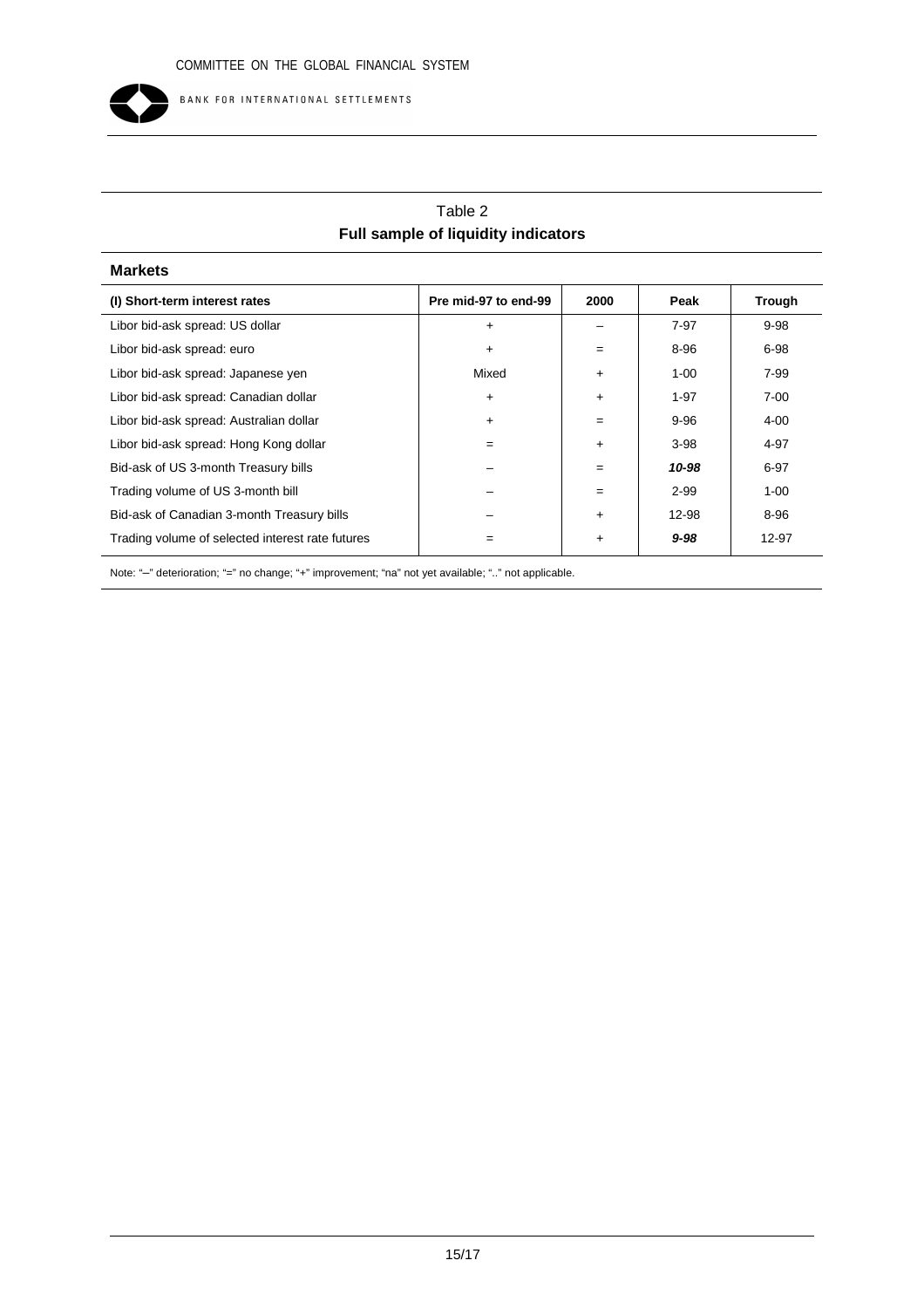Table 2

**Full sample of liquidity indicators**

**Markets**

| (I) Short-term interest rates | Pre mid-97 to end-99 | 2000 | Peak | Trough |
|---|---|---|---|---|
| Libor bid-ask spread: US dollar | + | – | 7-97 | 9-98 |
| Libor bid-ask spread: euro | + | = | 8-96 | 6-98 |
| Libor bid-ask spread: Japanese yen | Mixed | + | 1-00 | 7-99 |
| Libor bid-ask spread: Canadian dollar | + | + | 1-97 | 7-00 |
| Libor bid-ask spread: Australian dollar | + | = | 9-96 | 4-00 |
| Libor bid-ask spread: Hong Kong dollar | = | + | 3-98 | 4-97 |
| Bid-ask of US 3-month Treasury bills | – | = | ***10-98*** | 6-97 |
| Trading volume of US 3-month bill | – | = | 2-99 | 1-00 |
| Bid-ask of Canadian 3-month Treasury bills | – | + | 12-98 | 8-96 |
| Trading volume of selected interest rate futures | = | + | ***9-98*** | 12-97 |

Note: "–" deterioration; "=" no change; "+" improvement; "na" not yet available; ".." not applicable.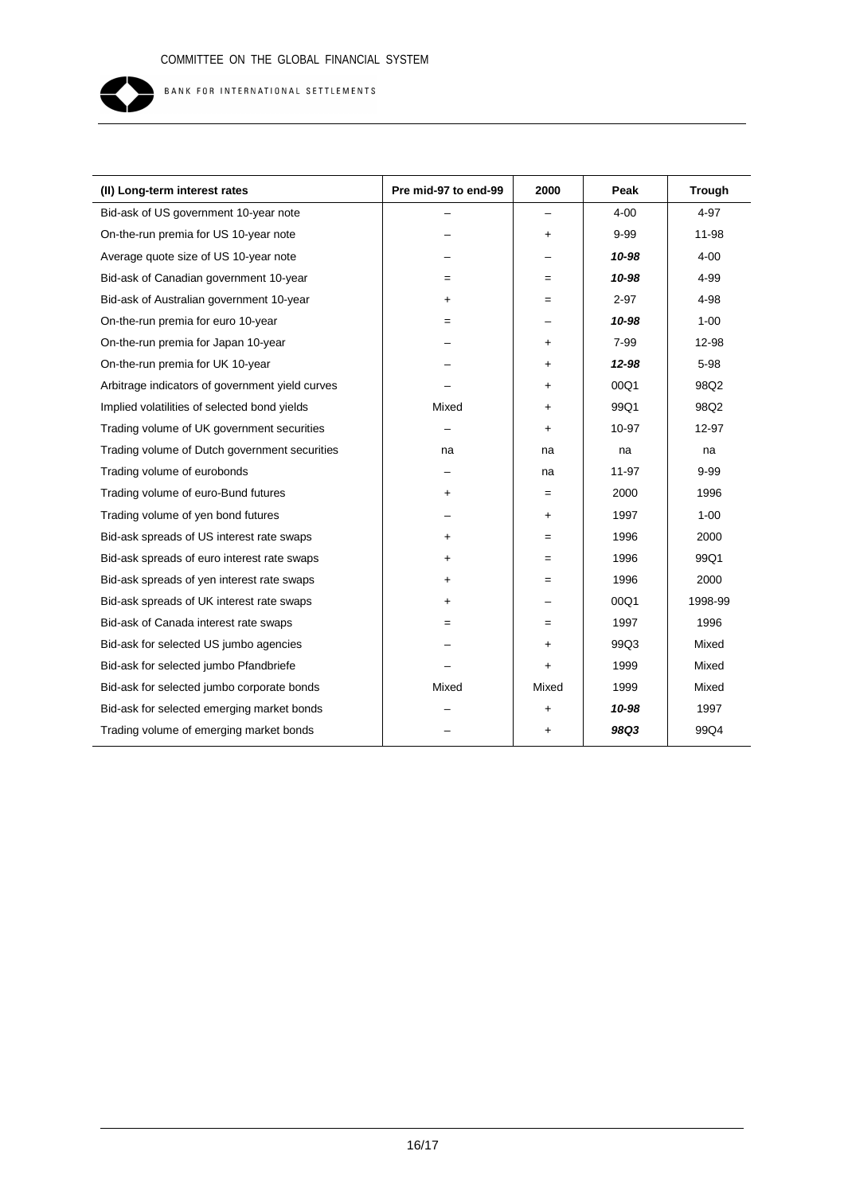| (II) Long-term interest rates | Pre mid-97 to end-99 | 2000 | Peak | Trough |
|---|---|---|---|---|
| Bid-ask of US government 10-year note | – | – | 4-00 | 4-97 |
| On-the-run premia for US 10-year note | – | + | 9-99 | 11-98 |
| Average quote size of US 10-year note | – | – | ***10-98*** | 4-00 |
| Bid-ask of Canadian government 10-year | = | = | ***10-98*** | 4-99 |
| Bid-ask of Australian government 10-year | + | = | 2-97 | 4-98 |
| On-the-run premia for euro 10-year | = | – | ***10-98*** | 1-00 |
| On-the-run premia for Japan 10-year | – | + | 7-99 | 12-98 |
| On-the-run premia for UK 10-year | – | + | ***12-98*** | 5-98 |
| Arbitrage indicators of government yield curves | – | + | 00Q1 | 98Q2 |
| Implied volatilities of selected bond yields | Mixed | + | 99Q1 | 98Q2 |
| Trading volume of UK government securities | – | + | 10-97 | 12-97 |
| Trading volume of Dutch government securities | na | na | na | na |
| Trading volume of eurobonds | – | na | 11-97 | 9-99 |
| Trading volume of euro-Bund futures | + | = | 2000 | 1996 |
| Trading volume of yen bond futures | – | + | 1997 | 1-00 |
| Bid-ask spreads of US interest rate swaps | + | = | 1996 | 2000 |
| Bid-ask spreads of euro interest rate swaps | + | = | 1996 | 99Q1 |
| Bid-ask spreads of yen interest rate swaps | + | = | 1996 | 2000 |
| Bid-ask spreads of UK interest rate swaps | + | – | 00Q1 | 1998-99 |
| Bid-ask of Canada interest rate swaps | = | = | 1997 | 1996 |
| Bid-ask for selected US jumbo agencies | – | + | 99Q3 | Mixed |
| Bid-ask for selected jumbo Pfandbriefe | – | + | 1999 | Mixed |
| Bid-ask for selected jumbo corporate bonds | Mixed | Mixed | 1999 | Mixed |
| Bid-ask for selected emerging market bonds | – | + | ***10-98*** | 1997 |
| Trading volume of emerging market bonds | – | + | ***98Q3*** | 99Q4 |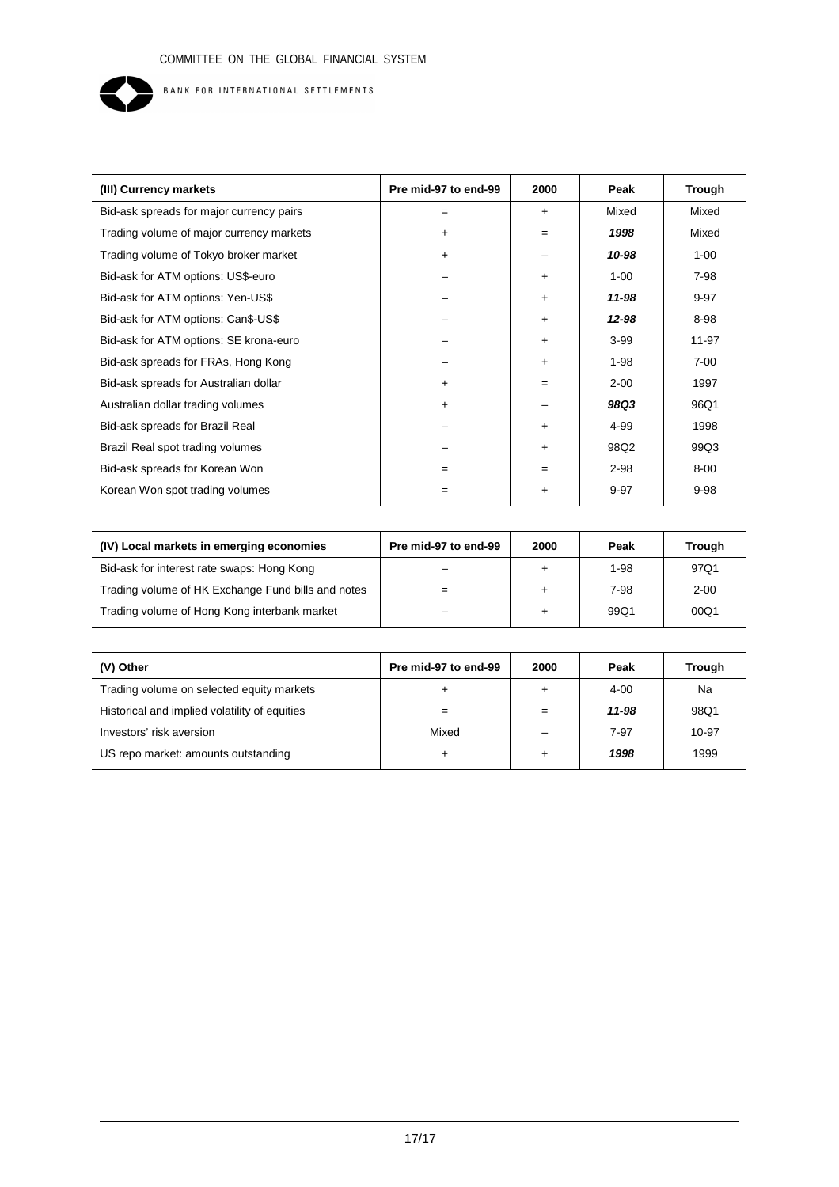| (III) Currency markets | Pre mid-97 to end-99 | 2000 | Peak | Trough |
|---|---|---|---|---|
| Bid-ask spreads for major currency pairs | = | + | Mixed | Mixed |
| Trading volume of major currency markets | + | = | ***1998*** | Mixed |
| Trading volume of Tokyo broker market | + | – | ***10-98*** | 1-00 |
| Bid-ask for ATM options: US$-euro | – | + | 1-00 | 7-98 |
| Bid-ask for ATM options: Yen-US$ | – | + | ***11-98*** | 9-97 |
| Bid-ask for ATM options: Can$-US$ | – | + | ***12-98*** | 8-98 |
| Bid-ask for ATM options: SE krona-euro | – | + | 3-99 | 11-97 |
| Bid-ask spreads for FRAs, Hong Kong | – | + | 1-98 | 7-00 |
| Bid-ask spreads for Australian dollar | + | = | 2-00 | 1997 |
| Australian dollar trading volumes | + | – | ***98Q3*** | 96Q1 |
| Bid-ask spreads for Brazil Real | – | + | 4-99 | 1998 |
| Brazil Real spot trading volumes | – | + | 98Q2 | 99Q3 |
| Bid-ask spreads for Korean Won | = | = | 2-98 | 8-00 |
| Korean Won spot trading volumes | = | + | 9-97 | 9-98 |

| (IV) Local markets in emerging economies | Pre mid-97 to end-99 | 2000 | Peak | Trough |
|---|---|---|---|---|
| Bid-ask for interest rate swaps: Hong Kong | – | + | 1-98 | 97Q1 |
| Trading volume of HK Exchange Fund bills and notes | = | + | 7-98 | 2-00 |
| Trading volume of Hong Kong interbank market | – | + | 99Q1 | 00Q1 |

| (V) Other | Pre mid-97 to end-99 | 2000 | Peak | Trough |
|---|---|---|---|---|
| Trading volume on selected equity markets | + | + | 4-00 | Na |
| Historical and implied volatility of equities | = | = | ***11-98*** | 98Q1 |
| Investors' risk aversion | Mixed | – | 7-97 | 10-97 |
| US repo market: amounts outstanding | + | + | ***1998*** | 1999 |